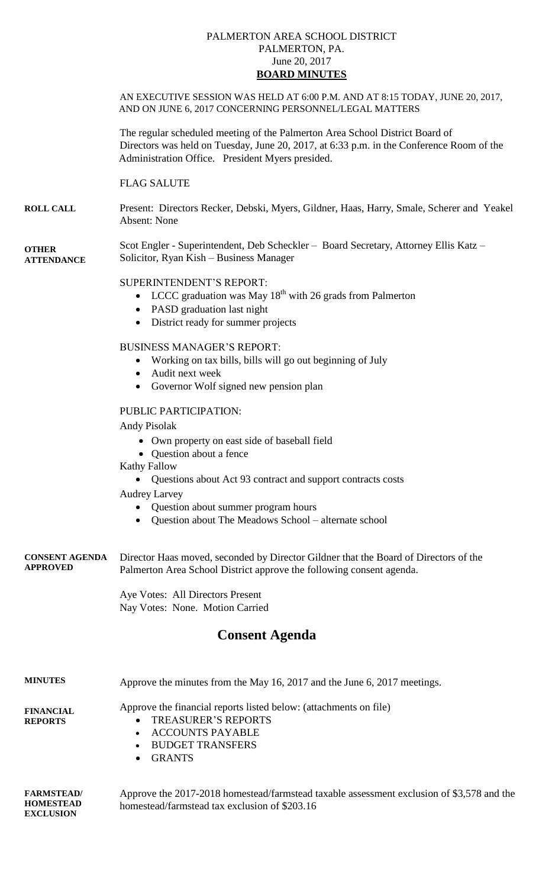PALMERTON AREA SCHOOL DISTRICT
PALMERTON, PA.
June 20, 2017

# BOARD MINUTES

AN EXECUTIVE SESSION WAS HELD AT 6:00 P.M. AND AT 8:15 TODAY, JUNE 20, 2017, AND ON JUNE 6, 2017 CONCERNING PERSONNEL/LEGAL MATTERS

The regular scheduled meeting of the Palmerton Area School District Board of Directors was held on Tuesday, June 20, 2017, at 6:33 p.m. in the Conference Room of the Administration Office. President Myers presided.

FLAG SALUTE

**ROLL CALL**

Present: Directors Recker, Debski, Myers, Gildner, Haas, Harry, Smale, Scherer and Yeakel
Absent: None

**OTHER ATTENDANCE**

Scot Engler - Superintendent, Deb Scheckler – Board Secretary, Attorney Ellis Katz – Solicitor, Ryan Kish – Business Manager

SUPERINTENDENT'S REPORT:

- LCCC graduation was May 18th with 26 grads from Palmerton
- PASD graduation last night
- District ready for summer projects

BUSINESS MANAGER'S REPORT:

- Working on tax bills, bills will go out beginning of July
- Audit next week
- Governor Wolf signed new pension plan

PUBLIC PARTICIPATION:

Andy Pisolak

- Own property on east side of baseball field
- Question about a fence

Kathy Fallow

- Questions about Act 93 contract and support contracts costs

Audrey Larvey

- Question about summer program hours
- Question about The Meadows School – alternate school

**CONSENT AGENDA APPROVED**

Director Haas moved, seconded by Director Gildner that the Board of Directors of the Palmerton Area School District approve the following consent agenda.

Aye Votes: All Directors Present
Nay Votes: None. Motion Carried

## Consent Agenda

**MINUTES**

Approve the minutes from the May 16, 2017 and the June 6, 2017 meetings.

**FINANCIAL REPORTS**

Approve the financial reports listed below: (attachments on file)

- TREASURER'S REPORTS
- ACCOUNTS PAYABLE
- BUDGET TRANSFERS
- GRANTS

**FARMSTEAD/ HOMESTEAD EXCLUSION**

Approve the 2017-2018 homestead/farmstead taxable assessment exclusion of $3,578 and the homestead/farmstead tax exclusion of $203.16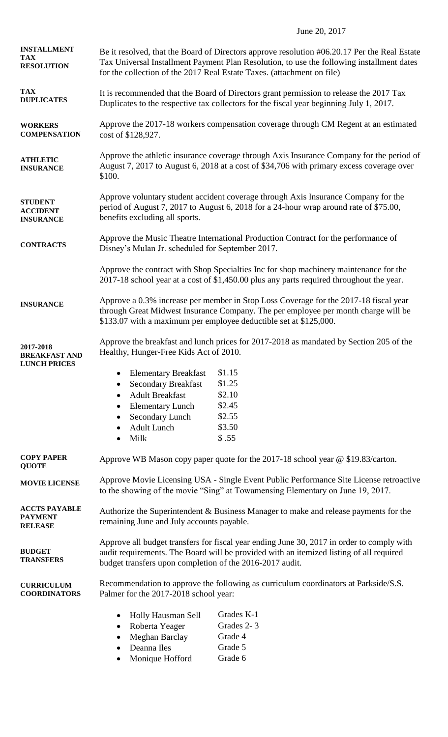June 20, 2017

**INSTALLMENT TAX RESOLUTION**

Be it resolved, that the Board of Directors approve resolution #06.20.17 Per the Real Estate Tax Universal Installment Payment Plan Resolution, to use the following installment dates for the collection of the 2017 Real Estate Taxes. (attachment on file)

**TAX DUPLICATES**

It is recommended that the Board of Directors grant permission to release the 2017 Tax Duplicates to the respective tax collectors for the fiscal year beginning July 1, 2017.

**WORKERS COMPENSATION**

Approve the 2017-18 workers compensation coverage through CM Regent at an estimated cost of $128,927.

**ATHLETIC INSURANCE**

Approve the athletic insurance coverage through Axis Insurance Company for the period of August 7, 2017 to August 6, 2018 at a cost of $34,706 with primary excess coverage over $100.

**STUDENT ACCIDENT INSURANCE**

Approve voluntary student accident coverage through Axis Insurance Company for the period of August 7, 2017 to August 6, 2018 for a 24-hour wrap around rate of $75.00, benefits excluding all sports.

**CONTRACTS**

Approve the Music Theatre International Production Contract for the performance of Disney's Mulan Jr. scheduled for September 2017.

Approve the contract with Shop Specialties Inc for shop machinery maintenance for the 2017-18 school year at a cost of $1,450.00 plus any parts required throughout the year.

**INSURANCE**

Approve a 0.3% increase per member in Stop Loss Coverage for the 2017-18 fiscal year through Great Midwest Insurance Company. The per employee per month charge will be $133.07 with a maximum per employee deductible set at $125,000.

**2017-2018 BREAKFAST AND LUNCH PRICES**

Approve the breakfast and lunch prices for 2017-2018 as mandated by Section 205 of the Healthy, Hunger-Free Kids Act of 2010.

- Elementary Breakfast $1.15
- Secondary Breakfast $1.25
- Adult Breakfast $2.10
- Elementary Lunch $2.45
- Secondary Lunch $2.55
- Adult Lunch $3.50
- Milk $ .55

**COPY PAPER QUOTE**

Approve WB Mason copy paper quote for the 2017-18 school year @ $19.83/carton.

**MOVIE LICENSE**

Approve Movie Licensing USA - Single Event Public Performance Site License retroactive to the showing of the movie "Sing" at Towamensing Elementary on June 19, 2017.

**ACCTS PAYABLE PAYMENT RELEASE**

Authorize the Superintendent & Business Manager to make and release payments for the remaining June and July accounts payable.

**BUDGET TRANSFERS**

Approve all budget transfers for fiscal year ending June 30, 2017 in order to comply with audit requirements. The Board will be provided with an itemized listing of all required budget transfers upon completion of the 2016-2017 audit.

**CURRICULUM COORDINATORS**

Recommendation to approve the following as curriculum coordinators at Parkside/S.S. Palmer for the 2017-2018 school year:

- Holly Hausman Sell Grades K-1
- Roberta Yeager Grades 2- 3
- Meghan Barclay Grade 4
- Deanna Iles Grade 5
- Monique Hofford Grade 6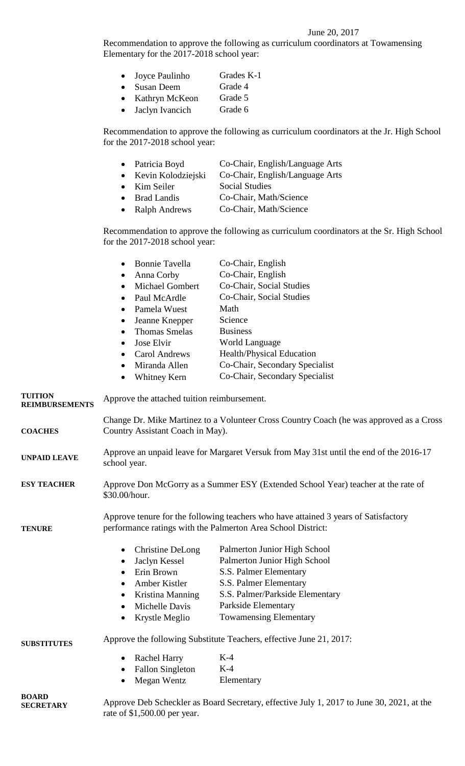June 20, 2017

Recommendation to approve the following as curriculum coordinators at Towamensing Elementary for the 2017-2018 school year:

- Joyce Paulinho — Grades K-1
- Susan Deem — Grade 4
- Kathryn McKeon — Grade 5
- Jaclyn Ivancich — Grade 6

Recommendation to approve the following as curriculum coordinators at the Jr. High School for the 2017-2018 school year:

- Patricia Boyd — Co-Chair, English/Language Arts
- Kevin Kolodziejski — Co-Chair, English/Language Arts
- Kim Seiler — Social Studies
- Brad Landis — Co-Chair, Math/Science
- Ralph Andrews — Co-Chair, Math/Science

Recommendation to approve the following as curriculum coordinators at the Sr. High School for the 2017-2018 school year:

- Bonnie Tavella — Co-Chair, English
- Anna Corby — Co-Chair, English
- Michael Gombert — Co-Chair, Social Studies
- Paul McArdle — Co-Chair, Social Studies
- Pamela Wuest — Math
- Jeanne Knepper — Science
- Thomas Smelas — Business
- Jose Elvir — World Language
- Carol Andrews — Health/Physical Education
- Miranda Allen — Co-Chair, Secondary Specialist
- Whitney Kern — Co-Chair, Secondary Specialist

**TUITION REIMBURSEMENTS**

Approve the attached tuition reimbursement.

**COACHES**

Change Dr. Mike Martinez to a Volunteer Cross Country Coach (he was approved as a Cross Country Assistant Coach in May).

**UNPAID LEAVE**

Approve an unpaid leave for Margaret Versuk from May 31st until the end of the 2016-17 school year.

**ESY TEACHER**

Approve Don McGorry as a Summer ESY (Extended School Year) teacher at the rate of $30.00/hour.

**TENURE**

Approve tenure for the following teachers who have attained 3 years of Satisfactory performance ratings with the Palmerton Area School District:

- Christine DeLong — Palmerton Junior High School
- Jaclyn Kessel — Palmerton Junior High School
- Erin Brown — S.S. Palmer Elementary
- Amber Kistler — S.S. Palmer Elementary
- Kristina Manning — S.S. Palmer/Parkside Elementary
- Michelle Davis — Parkside Elementary
- Krystle Meglio — Towamensing Elementary

**SUBSTITUTES**

Approve the following Substitute Teachers, effective June 21, 2017:

- Rachel Harry — K-4
- Fallon Singleton — K-4
- Megan Wentz — Elementary

**BOARD SECRETARY**

Approve Deb Scheckler as Board Secretary, effective July 1, 2017 to June 30, 2021, at the rate of $1,500.00 per year.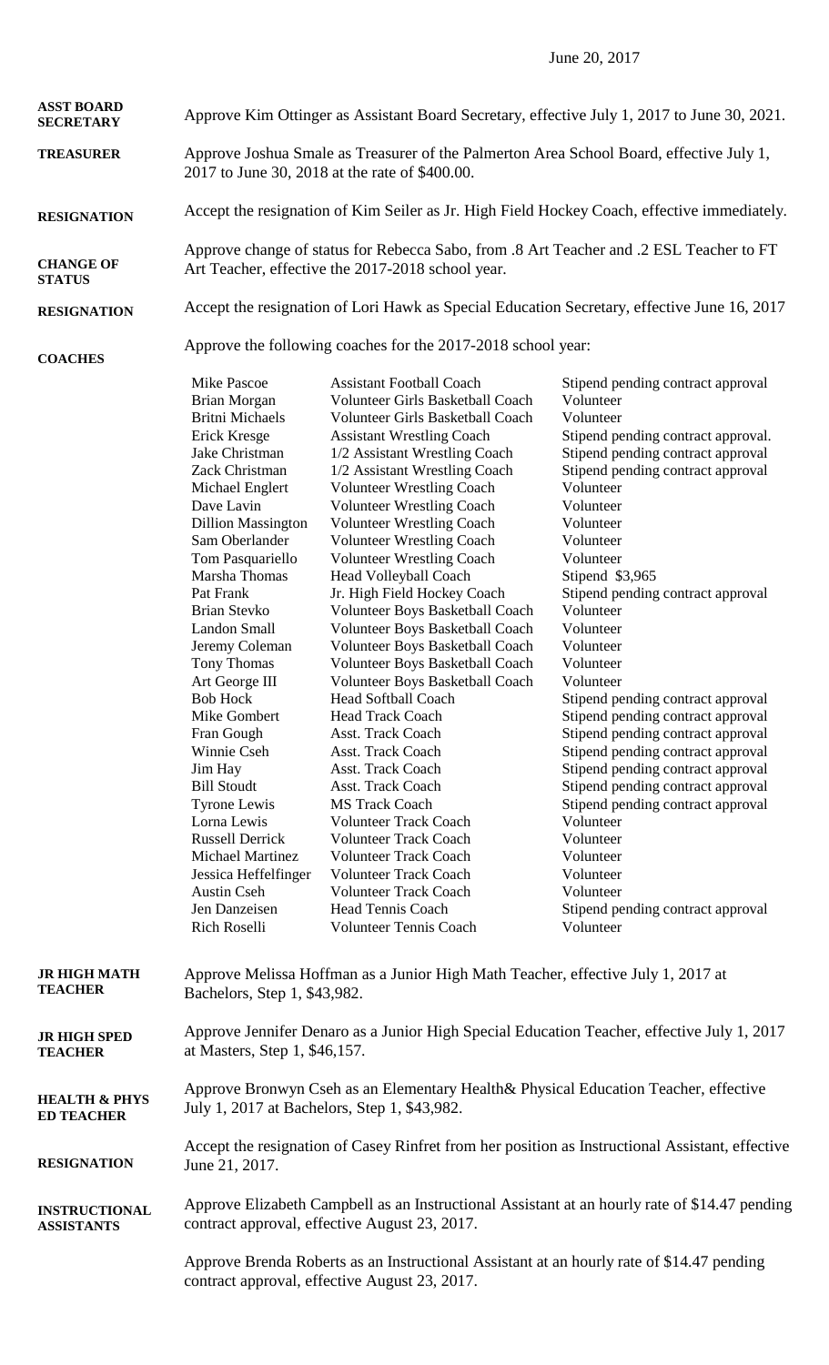June 20, 2017

**ASST BOARD SECRETARY** Approve Kim Ottinger as Assistant Board Secretary, effective July 1, 2017 to June 30, 2021.

**TREASURER** Approve Joshua Smale as Treasurer of the Palmerton Area School Board, effective July 1, 2017 to June 30, 2018 at the rate of $400.00.

**RESIGNATION** Accept the resignation of Kim Seiler as Jr. High Field Hockey Coach, effective immediately.

**CHANGE OF STATUS** Approve change of status for Rebecca Sabo, from .8 Art Teacher and .2 ESL Teacher to FT Art Teacher, effective the 2017-2018 school year.

**RESIGNATION** Accept the resignation of Lori Hawk as Special Education Secretary, effective June 16, 2017

**COACHES** Approve the following coaches for the 2017-2018 school year:

| | | |
|---|---|---|
| Mike Pascoe | Assistant Football Coach | Stipend pending contract approval |
| Brian Morgan | Volunteer Girls Basketball Coach | Volunteer |
| Britni Michaels | Volunteer Girls Basketball Coach | Volunteer |
| Erick Kresge | Assistant Wrestling Coach | Stipend pending contract approval. |
| Jake Christman | 1/2 Assistant Wrestling Coach | Stipend pending contract approval |
| Zack Christman | 1/2 Assistant Wrestling Coach | Stipend pending contract approval |
| Michael Englert | Volunteer Wrestling Coach | Volunteer |
| Dave Lavin | Volunteer Wrestling Coach | Volunteer |
| Dillion Massington | Volunteer Wrestling Coach | Volunteer |
| Sam Oberlander | Volunteer Wrestling Coach | Volunteer |
| Tom Pasquariello | Volunteer Wrestling Coach | Volunteer |
| Marsha Thomas | Head Volleyball Coach | Stipend $3,965 |
| Pat Frank | Jr. High Field Hockey Coach | Stipend pending contract approval |
| Brian Stevko | Volunteer Boys Basketball Coach | Volunteer |
| Landon Small | Volunteer Boys Basketball Coach | Volunteer |
| Jeremy Coleman | Volunteer Boys Basketball Coach | Volunteer |
| Tony Thomas | Volunteer Boys Basketball Coach | Volunteer |
| Art George III | Volunteer Boys Basketball Coach | Volunteer |
| Bob Hock | Head Softball Coach | Stipend pending contract approval |
| Mike Gombert | Head Track Coach | Stipend pending contract approval |
| Fran Gough | Asst. Track Coach | Stipend pending contract approval |
| Winnie Cseh | Asst. Track Coach | Stipend pending contract approval |
| Jim Hay | Asst. Track Coach | Stipend pending contract approval |
| Bill Stoudt | Asst. Track Coach | Stipend pending contract approval |
| Tyrone Lewis | MS Track Coach | Stipend pending contract approval |
| Lorna Lewis | Volunteer Track Coach | Volunteer |
| Russell Derrick | Volunteer Track Coach | Volunteer |
| Michael Martinez | Volunteer Track Coach | Volunteer |
| Jessica Heffelfinger | Volunteer Track Coach | Volunteer |
| Austin Cseh | Volunteer Track Coach | Volunteer |
| Jen Danzeisen | Head Tennis Coach | Stipend pending contract approval |
| Rich Roselli | Volunteer Tennis Coach | Volunteer |

**JR HIGH MATH TEACHER** Approve Melissa Hoffman as a Junior High Math Teacher, effective July 1, 2017 at Bachelors, Step 1, $43,982.

**JR HIGH SPED TEACHER** Approve Jennifer Denaro as a Junior High Special Education Teacher, effective July 1, 2017 at Masters, Step 1, $46,157.

**HEALTH & PHYS ED TEACHER** Approve Bronwyn Cseh as an Elementary Health& Physical Education Teacher, effective July 1, 2017 at Bachelors, Step 1, $43,982.

**RESIGNATION** Accept the resignation of Casey Rinfret from her position as Instructional Assistant, effective June 21, 2017.

**INSTRUCTIONAL ASSISTANTS** Approve Elizabeth Campbell as an Instructional Assistant at an hourly rate of $14.47 pending contract approval, effective August 23, 2017.

Approve Brenda Roberts as an Instructional Assistant at an hourly rate of $14.47 pending contract approval, effective August 23, 2017.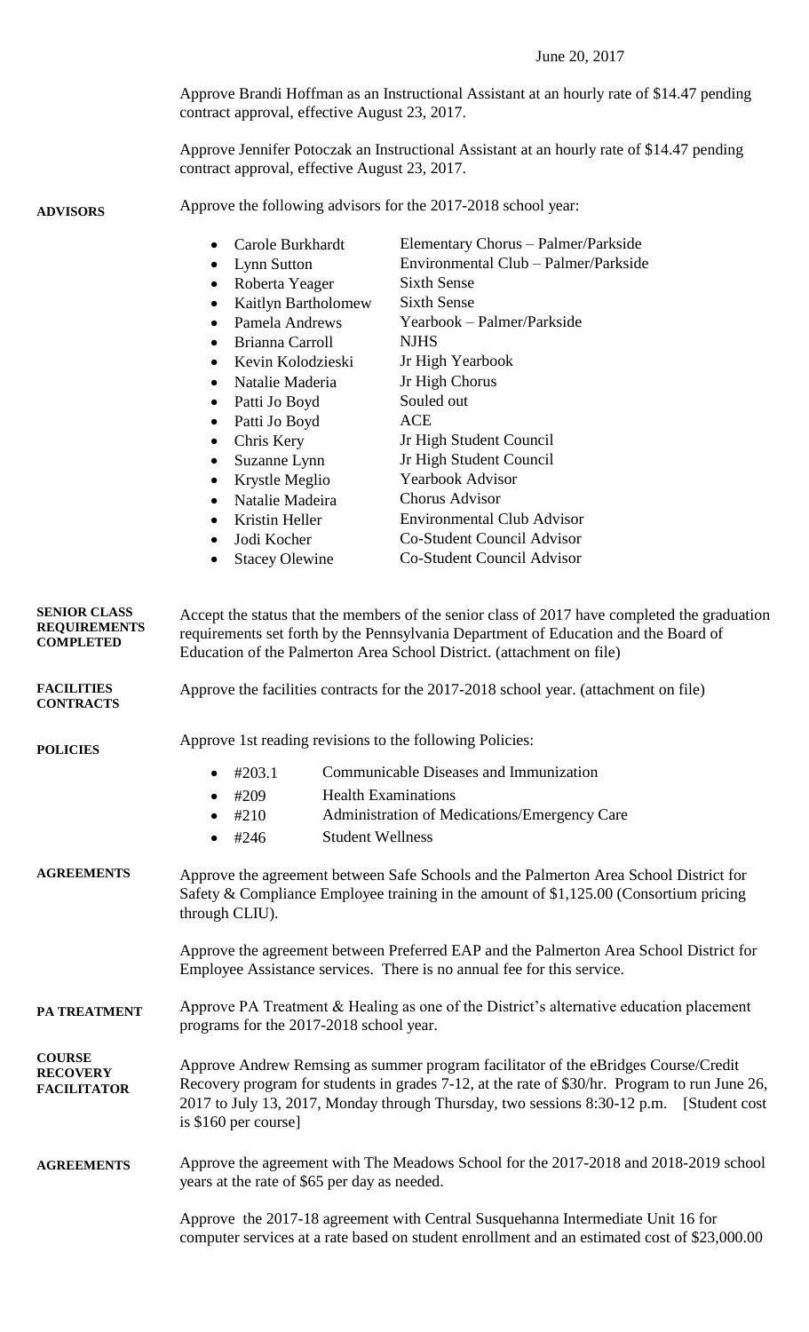June 20, 2017

Approve Brandi Hoffman as an Instructional Assistant at an hourly rate of $14.47 pending contract approval, effective August 23, 2017.

Approve Jennifer Potoczak an Instructional Assistant at an hourly rate of $14.47 pending contract approval, effective August 23, 2017.

**ADVISORS**

Approve the following advisors for the 2017-2018 school year:

- Carole Burkhardt — Elementary Chorus – Palmer/Parkside
- Lynn Sutton — Environmental Club – Palmer/Parkside
- Roberta Yeager — Sixth Sense
- Kaitlyn Bartholomew — Sixth Sense
- Pamela Andrews — Yearbook – Palmer/Parkside
- Brianna Carroll — NJHS
- Kevin Kolodzieski — Jr High Yearbook
- Natalie Maderia — Jr High Chorus
- Patti Jo Boyd — Souled out
- Patti Jo Boyd — ACE
- Chris Kery — Jr High Student Council
- Suzanne Lynn — Jr High Student Council
- Krystle Meglio — Yearbook Advisor
- Natalie Madeira — Chorus Advisor
- Kristin Heller — Environmental Club Advisor
- Jodi Kocher — Co-Student Council Advisor
- Stacey Olewine — Co-Student Council Advisor

**SENIOR CLASS REQUIREMENTS COMPLETED**

Accept the status that the members of the senior class of 2017 have completed the graduation requirements set forth by the Pennsylvania Department of Education and the Board of Education of the Palmerton Area School District. (attachment on file)

**FACILITIES CONTRACTS**

Approve the facilities contracts for the 2017-2018 school year. (attachment on file)

**POLICIES**

Approve 1st reading revisions to the following Policies:

- #203.1 — Communicable Diseases and Immunization
- #209 — Health Examinations
- #210 — Administration of Medications/Emergency Care
- #246 — Student Wellness

**AGREEMENTS**

Approve the agreement between Safe Schools and the Palmerton Area School District for Safety & Compliance Employee training in the amount of $1,125.00 (Consortium pricing through CLIU).

Approve the agreement between Preferred EAP and the Palmerton Area School District for Employee Assistance services. There is no annual fee for this service.

**PA TREATMENT**

Approve PA Treatment & Healing as one of the District's alternative education placement programs for the 2017-2018 school year.

**COURSE RECOVERY FACILITATOR**

Approve Andrew Remsing as summer program facilitator of the eBridges Course/Credit Recovery program for students in grades 7-12, at the rate of $30/hr. Program to run June 26, 2017 to July 13, 2017, Monday through Thursday, two sessions 8:30-12 p.m. [Student cost is $160 per course]

**AGREEMENTS**

Approve the agreement with The Meadows School for the 2017-2018 and 2018-2019 school years at the rate of $65 per day as needed.

Approve the 2017-18 agreement with Central Susquehanna Intermediate Unit 16 for computer services at a rate based on student enrollment and an estimated cost of $23,000.00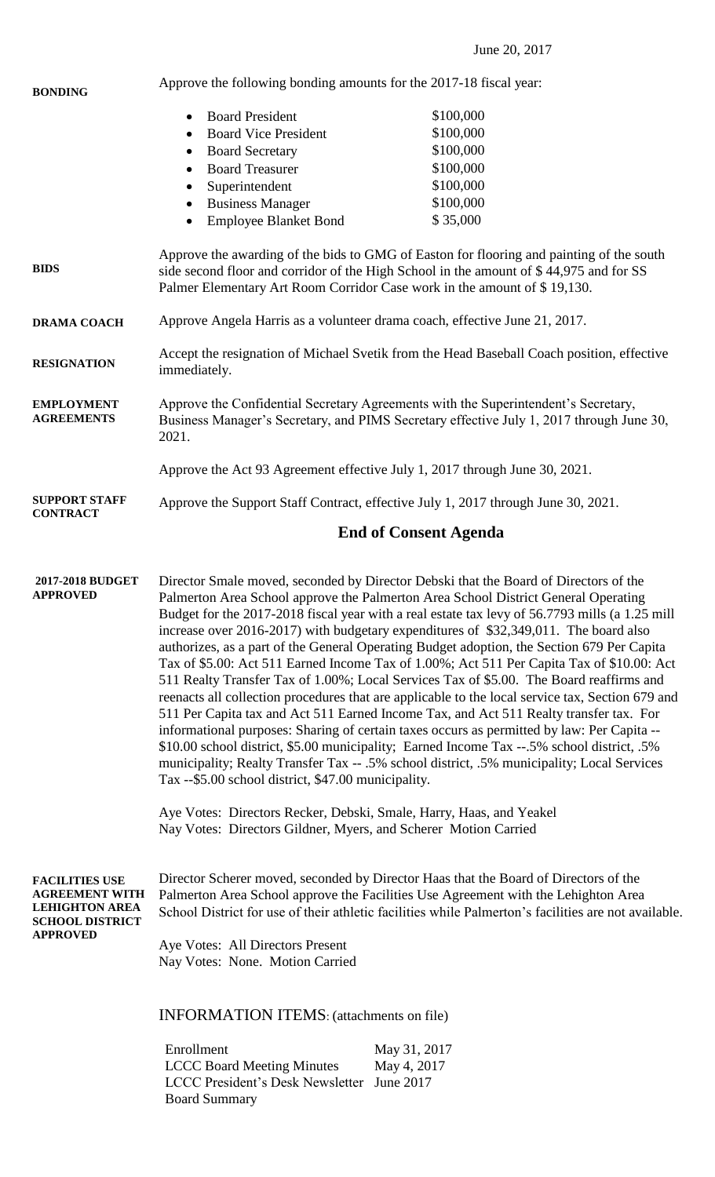June 20, 2017

**BONDING**

Approve the following bonding amounts for the 2017-18 fiscal year:

- Board President $100,000
- Board Vice President $100,000
- Board Secretary $100,000
- Board Treasurer $100,000
- Superintendent $100,000
- Business Manager $100,000
- Employee Blanket Bond $ 35,000

**BIDS**

Approve the awarding of the bids to GMG of Easton for flooring and painting of the south side second floor and corridor of the High School in the amount of $ 44,975 and for SS Palmer Elementary Art Room Corridor Case work in the amount of $ 19,130.

**DRAMA COACH**

Approve Angela Harris as a volunteer drama coach, effective June 21, 2017.

**RESIGNATION**

Accept the resignation of Michael Svetik from the Head Baseball Coach position, effective immediately.

**EMPLOYMENT AGREEMENTS**

Approve the Confidential Secretary Agreements with the Superintendent's Secretary, Business Manager's Secretary, and PIMS Secretary effective July 1, 2017 through June 30, 2021.

Approve the Act 93 Agreement effective July 1, 2017 through June 30, 2021.

**SUPPORT STAFF CONTRACT**

Approve the Support Staff Contract, effective July 1, 2017 through June 30, 2021.

## End of Consent Agenda

**2017-2018 BUDGET APPROVED**

Director Smale moved, seconded by Director Debski that the Board of Directors of the Palmerton Area School approve the Palmerton Area School District General Operating Budget for the 2017-2018 fiscal year with a real estate tax levy of 56.7793 mills (a 1.25 mill increase over 2016-2017) with budgetary expenditures of $32,349,011. The board also authorizes, as a part of the General Operating Budget adoption, the Section 679 Per Capita Tax of $5.00: Act 511 Earned Income Tax of 1.00%; Act 511 Per Capita Tax of $10.00: Act 511 Realty Transfer Tax of 1.00%; Local Services Tax of $5.00. The Board reaffirms and reenacts all collection procedures that are applicable to the local service tax, Section 679 and 511 Per Capita tax and Act 511 Earned Income Tax, and Act 511 Realty transfer tax. For informational purposes: Sharing of certain taxes occurs as permitted by law: Per Capita -- $10.00 school district, $5.00 municipality; Earned Income Tax --.5% school district, .5% municipality; Realty Transfer Tax -- .5% school district, .5% municipality; Local Services Tax --$5.00 school district, $47.00 municipality.

Aye Votes: Directors Recker, Debski, Smale, Harry, Haas, and Yeakel
Nay Votes: Directors Gildner, Myers, and Scherer Motion Carried

**FACILITIES USE AGREEMENT WITH LEHIGHTON AREA SCHOOL DISTRICT APPROVED**

Director Scherer moved, seconded by Director Haas that the Board of Directors of the Palmerton Area School approve the Facilities Use Agreement with the Lehighton Area School District for use of their athletic facilities while Palmerton's facilities are not available.

Aye Votes: All Directors Present
Nay Votes: None. Motion Carried

INFORMATION ITEMS: (attachments on file)

| | |
|---|---|
| Enrollment | May 31, 2017 |
| LCCC Board Meeting Minutes | May 4, 2017 |
| LCCC President's Desk Newsletter | June 2017 |
| Board Summary | |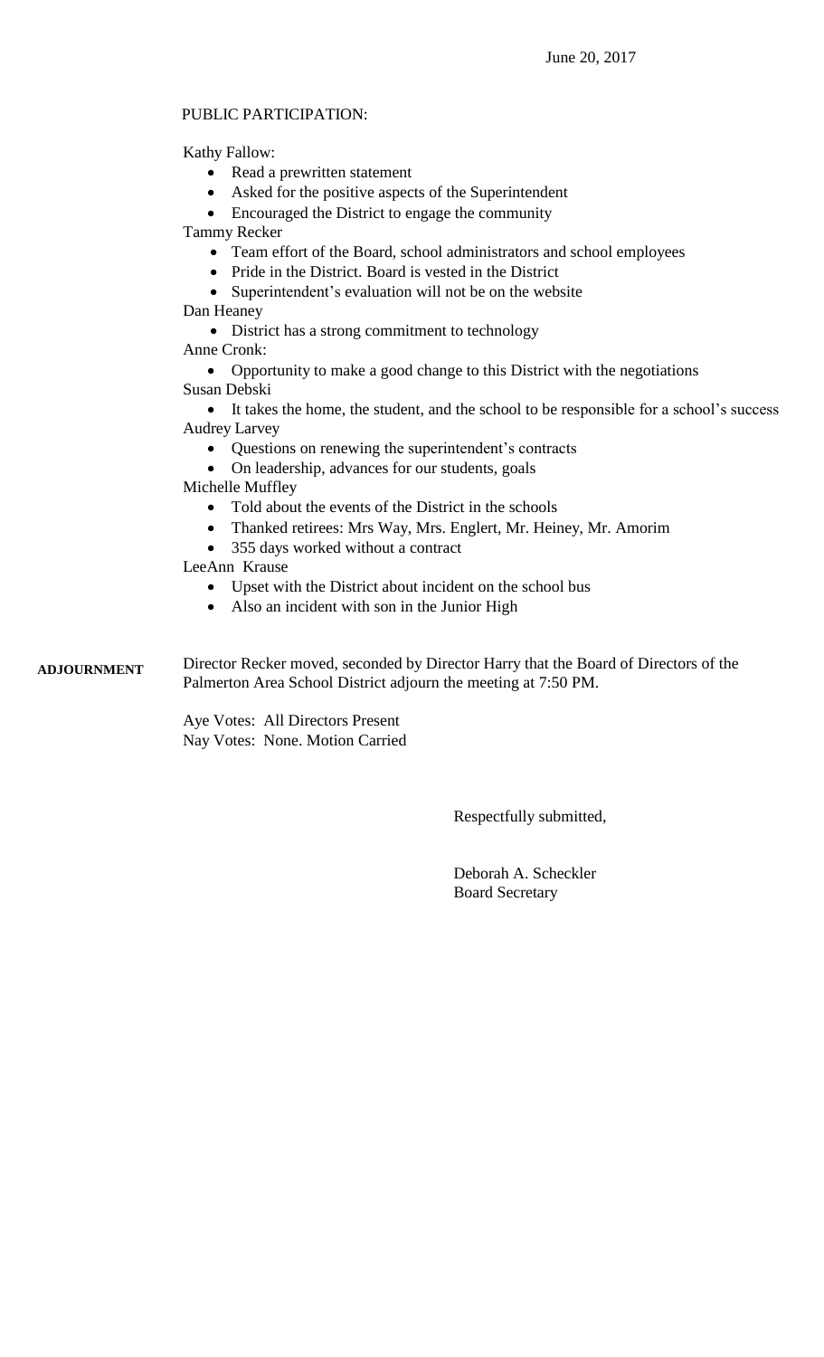June 20, 2017

PUBLIC PARTICIPATION:

Kathy Fallow:

- Read a prewritten statement
- Asked for the positive aspects of the Superintendent
- Encouraged the District to engage the community

Tammy Recker

- Team effort of the Board, school administrators and school employees
- Pride in the District. Board is vested in the District
- Superintendent's evaluation will not be on the website

Dan Heaney

- District has a strong commitment to technology

Anne Cronk:

- Opportunity to make a good change to this District with the negotiations

Susan Debski

- It takes the home, the student, and the school to be responsible for a school's success

Audrey Larvey

- Questions on renewing the superintendent's contracts
- On leadership, advances for our students, goals

Michelle Muffley

- Told about the events of the District in the schools
- Thanked retirees: Mrs Way, Mrs. Englert, Mr. Heiney, Mr. Amorim
- 355 days worked without a contract

LeeAnn Krause

- Upset with the District about incident on the school bus
- Also an incident with son in the Junior High

**ADJOURNMENT**

Director Recker moved, seconded by Director Harry that the Board of Directors of the Palmerton Area School District adjourn the meeting at 7:50 PM.

Aye Votes: All Directors Present
Nay Votes: None. Motion Carried

Respectfully submitted,

Deborah A. Scheckler
Board Secretary